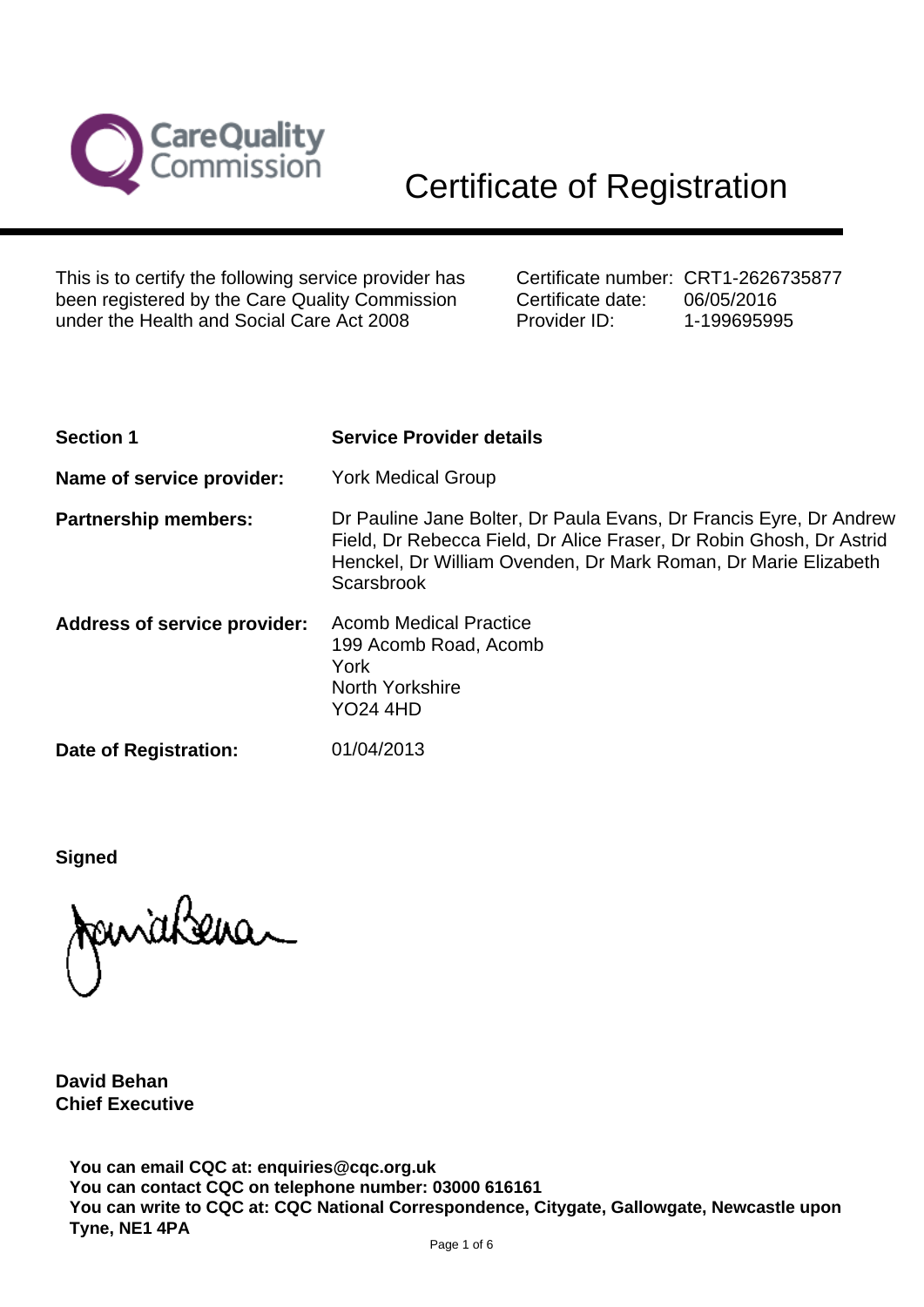Care Quality Commission

# Certificate of Registration

This is to certify the following service provider has been registered by the Care Quality Commission under the Health and Social Care Act 2008

Certificate number: CRT1-2626735877
Certificate date: 06/05/2016
Provider ID: 1-199695995

| | |
|---|---|
| **Section 1** | **Service Provider details** |
| **Name of service provider:** | York Medical Group |
| **Partnership members:** | Dr Pauline Jane Bolter, Dr Paula Evans, Dr Francis Eyre, Dr Andrew Field, Dr Rebecca Field, Dr Alice Fraser, Dr Robin Ghosh, Dr Astrid Henckel, Dr William Ovenden, Dr Mark Roman, Dr Marie Elizabeth Scarsbrook |
| **Address of service provider:** | Acomb Medical Practice<br>199 Acomb Road, Acomb<br>York<br>North Yorkshire<br>YO24 4HD |
| **Date of Registration:** | 01/04/2013 |

**Signed**

**David Behan**
**Chief Executive**

**You can email CQC at: enquiries@cqc.org.uk**
**You can contact CQC on telephone number: 03000 616161**
**You can write to CQC at: CQC National Correspondence, Citygate, Gallowgate, Newcastle upon Tyne, NE1 4PA**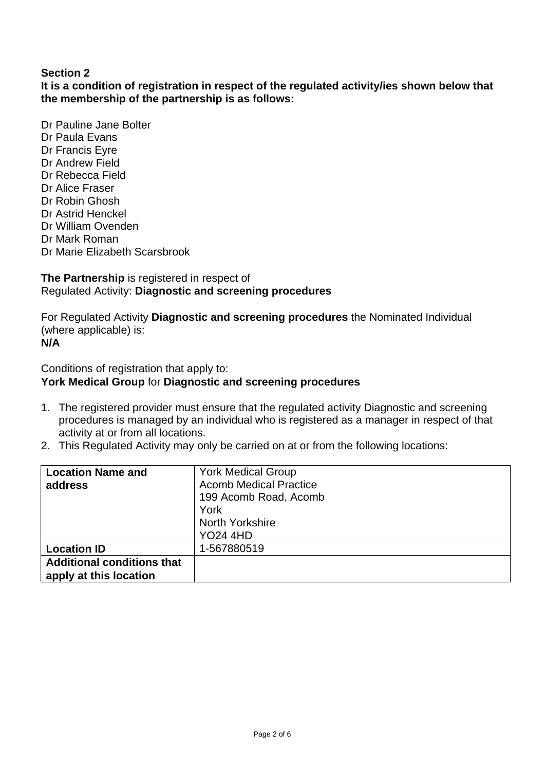**Section 2**
**It is a condition of registration in respect of the regulated activity/ies shown below that the membership of the partnership is as follows:**

Dr Pauline Jane Bolter
Dr Paula Evans
Dr Francis Eyre
Dr Andrew Field
Dr Rebecca Field
Dr Alice Fraser
Dr Robin Ghosh
Dr Astrid Henckel
Dr William Ovenden
Dr Mark Roman
Dr Marie Elizabeth Scarsbrook

**The Partnership** is registered in respect of
Regulated Activity: **Diagnostic and screening procedures**

For Regulated Activity **Diagnostic and screening procedures** the Nominated Individual (where applicable) is:
**N/A**

Conditions of registration that apply to:
**York Medical Group** for **Diagnostic and screening procedures**

1. The registered provider must ensure that the regulated activity Diagnostic and screening procedures is managed by an individual who is registered as a manager in respect of that activity at or from all locations.
2. This Regulated Activity may only be carried on at or from the following locations:

| **Location Name and address** | York Medical Group<br>Acomb Medical Practice<br>199 Acomb Road, Acomb<br>York<br>North Yorkshire<br>YO24 4HD |
|---|---|
| **Location ID** | 1-567880519 |
| **Additional conditions that apply at this location** | |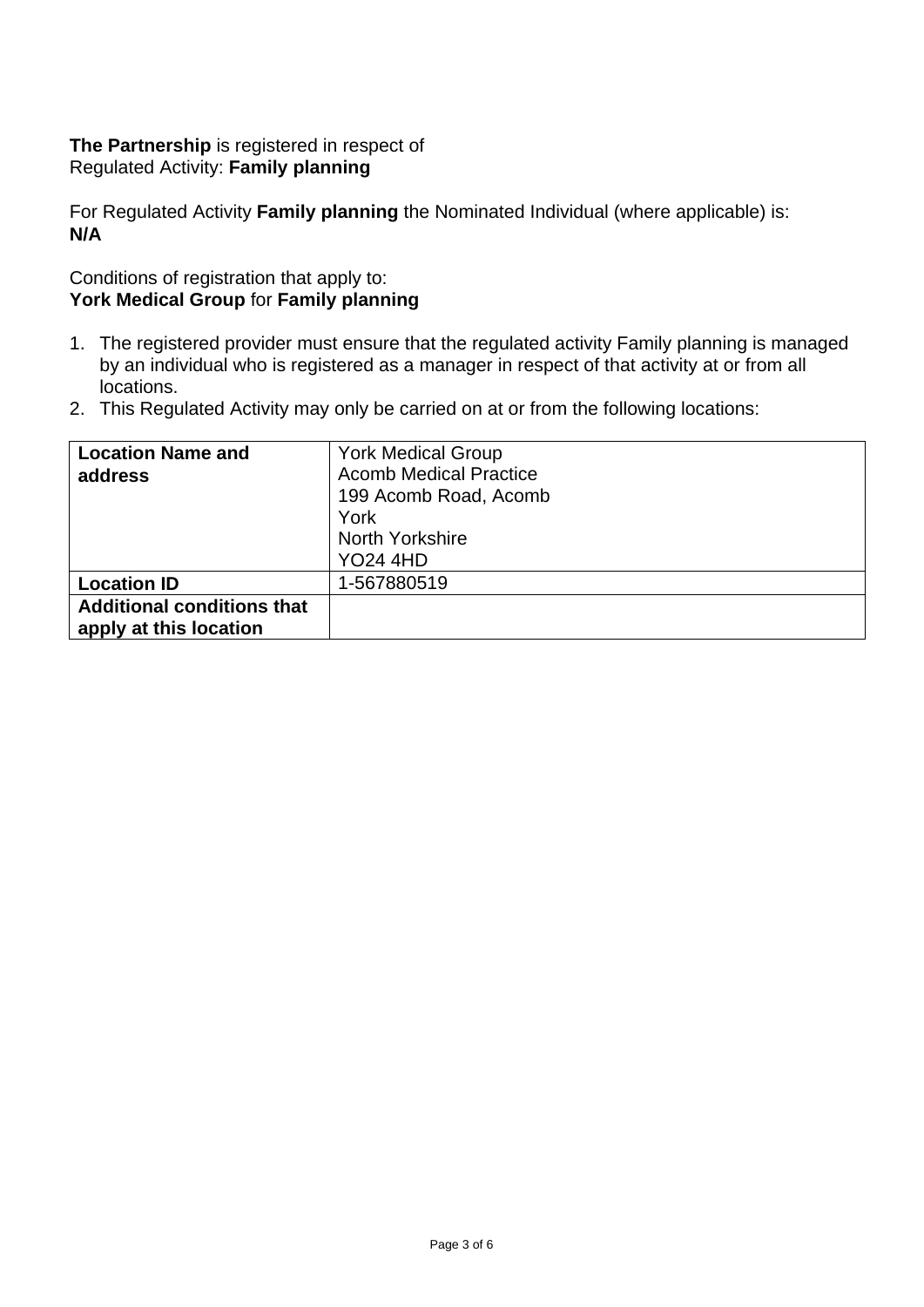**The Partnership** is registered in respect of
Regulated Activity: **Family planning**

For Regulated Activity **Family planning** the Nominated Individual (where applicable) is:
**N/A**

Conditions of registration that apply to:
**York Medical Group** for **Family planning**

1. The registered provider must ensure that the regulated activity Family planning is managed by an individual who is registered as a manager in respect of that activity at or from all locations.
2. This Regulated Activity may only be carried on at or from the following locations:

| **Location Name and address** | York Medical Group<br>Acomb Medical Practice<br>199 Acomb Road, Acomb<br>York<br>North Yorkshire<br>YO24 4HD |
|---|---|
| **Location ID** | 1-567880519 |
| **Additional conditions that apply at this location** | |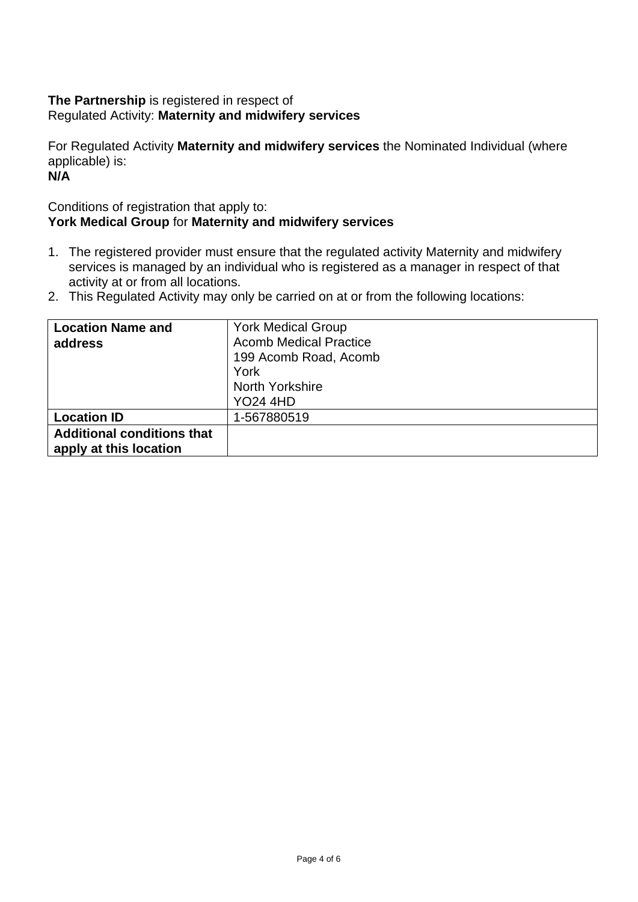**The Partnership** is registered in respect of
Regulated Activity: **Maternity and midwifery services**

For Regulated Activity **Maternity and midwifery services** the Nominated Individual (where applicable) is:
**N/A**

Conditions of registration that apply to:
**York Medical Group** for **Maternity and midwifery services**

1. The registered provider must ensure that the regulated activity Maternity and midwifery services is managed by an individual who is registered as a manager in respect of that activity at or from all locations.
2. This Regulated Activity may only be carried on at or from the following locations:

| **Location Name and address** | York Medical Group<br>Acomb Medical Practice<br>199 Acomb Road, Acomb<br>York<br>North Yorkshire<br>YO24 4HD |
|---|---|
| **Location ID** | 1-567880519 |
| **Additional conditions that apply at this location** | |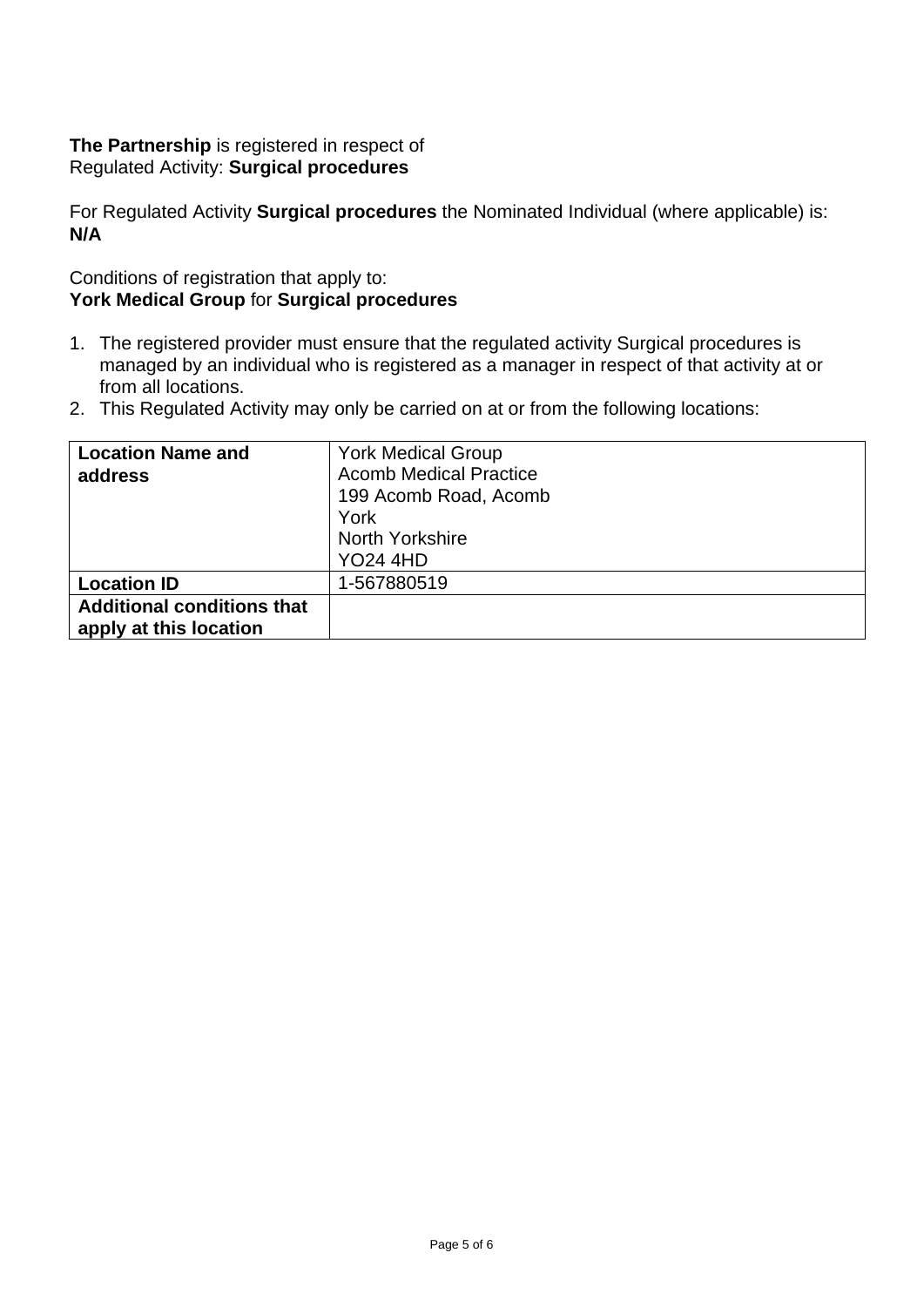**The Partnership** is registered in respect of
Regulated Activity: **Surgical procedures**

For Regulated Activity **Surgical procedures** the Nominated Individual (where applicable) is:
**N/A**

Conditions of registration that apply to:
**York Medical Group** for **Surgical procedures**

1. The registered provider must ensure that the regulated activity Surgical procedures is managed by an individual who is registered as a manager in respect of that activity at or from all locations.
2. This Regulated Activity may only be carried on at or from the following locations:

| **Location Name and address** | York Medical Group<br>Acomb Medical Practice<br>199 Acomb Road, Acomb<br>York<br>North Yorkshire<br>YO24 4HD |
|---|---|
| **Location ID** | 1-567880519 |
| **Additional conditions that apply at this location** | |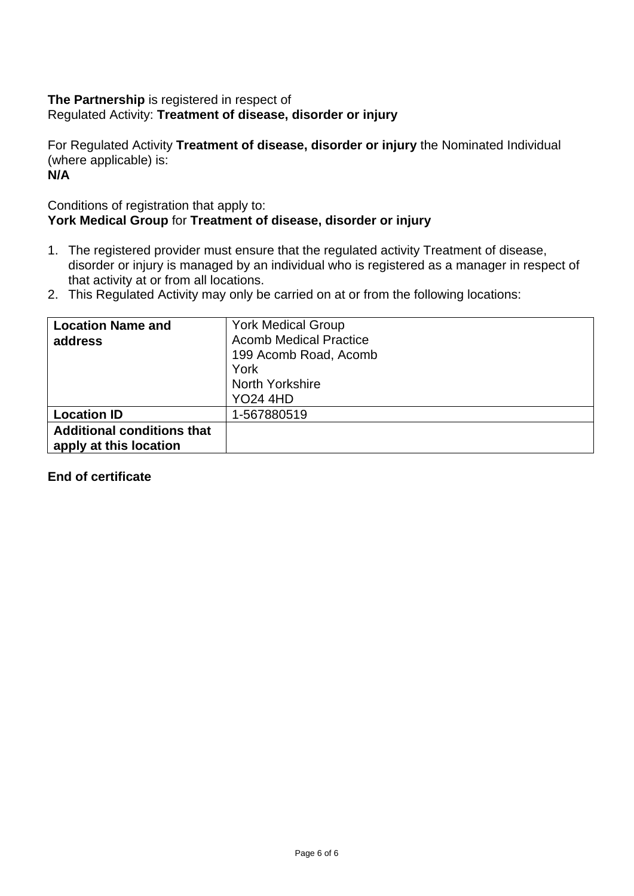**The Partnership** is registered in respect of
Regulated Activity: **Treatment of disease, disorder or injury**

For Regulated Activity **Treatment of disease, disorder or injury** the Nominated Individual (where applicable) is:
**N/A**

Conditions of registration that apply to:
**York Medical Group** for **Treatment of disease, disorder or injury**

1. The registered provider must ensure that the regulated activity Treatment of disease, disorder or injury is managed by an individual who is registered as a manager in respect of that activity at or from all locations.
2. This Regulated Activity may only be carried on at or from the following locations:

| | |
|---|---|
| **Location Name and address** | York Medical Group<br>Acomb Medical Practice<br>199 Acomb Road, Acomb<br>York<br>North Yorkshire<br>YO24 4HD |
| **Location ID** | 1-567880519 |
| **Additional conditions that apply at this location** | |

**End of certificate**